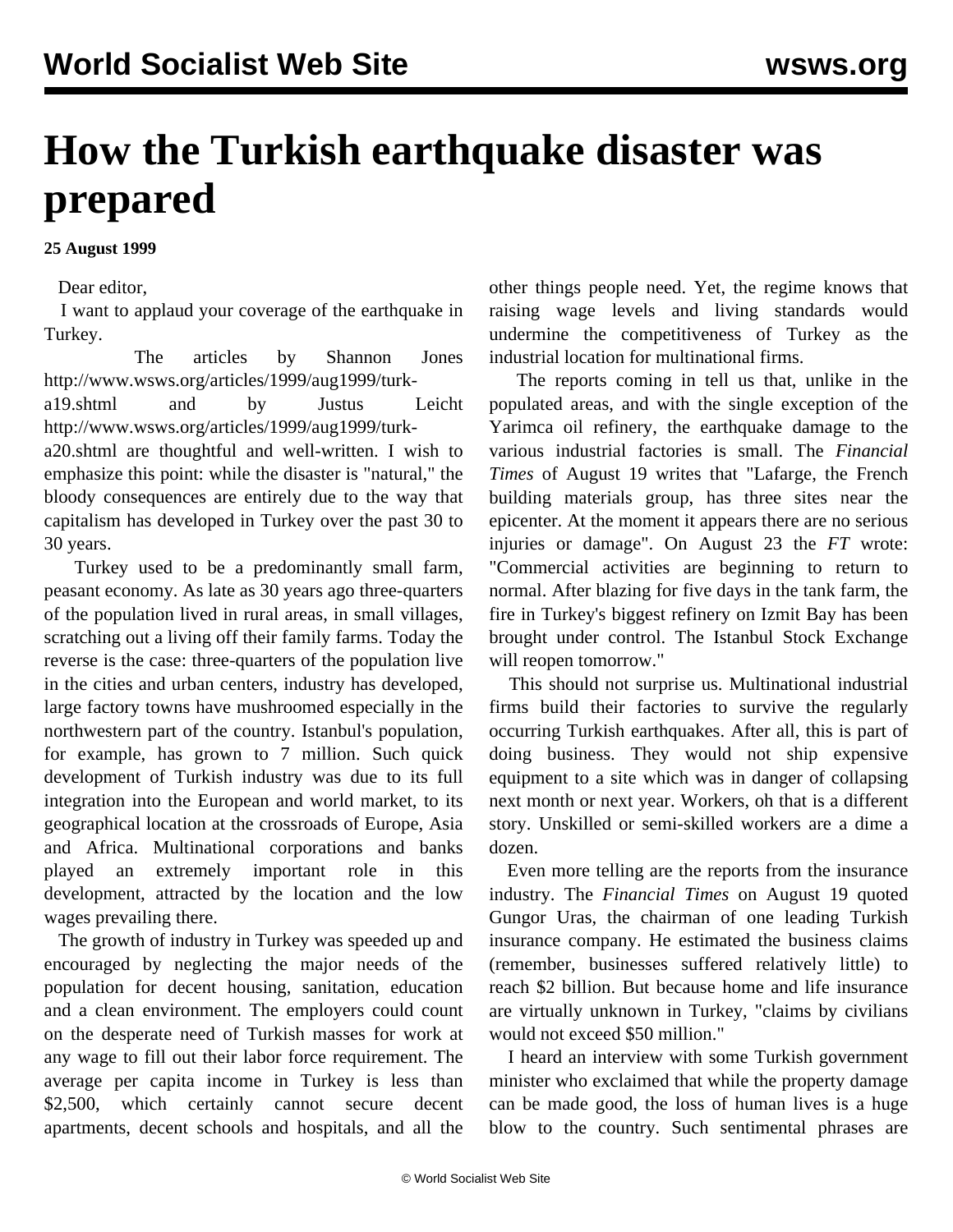# How the Turkish earthquake disaster was prepared

**25 August 1999**

Dear editor,

I want to applaud your coverage of the earthquake in Turkey.

The articles by Shannon Jones http://www.wsws.org/articles/1999/aug1999/turk-a19.shtml and by Justus Leicht http://www.wsws.org/articles/1999/aug1999/turk-a20.shtml are thoughtful and well-written. I wish to emphasize this point: while the disaster is "natural," the bloody consequences are entirely due to the way that capitalism has developed in Turkey over the past 30 to 30 years.

Turkey used to be a predominantly small farm, peasant economy. As late as 30 years ago three-quarters of the population lived in rural areas, in small villages, scratching out a living off their family farms. Today the reverse is the case: three-quarters of the population live in the cities and urban centers, industry has developed, large factory towns have mushroomed especially in the northwestern part of the country. Istanbul's population, for example, has grown to 7 million. Such quick development of Turkish industry was due to its full integration into the European and world market, to its geographical location at the crossroads of Europe, Asia and Africa. Multinational corporations and banks played an extremely important role in this development, attracted by the location and the low wages prevailing there.

The growth of industry in Turkey was speeded up and encouraged by neglecting the major needs of the population for decent housing, sanitation, education and a clean environment. The employers could count on the desperate need of Turkish masses for work at any wage to fill out their labor force requirement. The average per capita income in Turkey is less than $2,500, which certainly cannot secure decent apartments, decent schools and hospitals, and all the other things people need. Yet, the regime knows that raising wage levels and living standards would undermine the competitiveness of Turkey as the industrial location for multinational firms.

The reports coming in tell us that, unlike in the populated areas, and with the single exception of the Yarimca oil refinery, the earthquake damage to the various industrial factories is small. The *Financial Times* of August 19 writes that "Lafarge, the French building materials group, has three sites near the epicenter. At the moment it appears there are no serious injuries or damage". On August 23 the *FT* wrote: "Commercial activities are beginning to return to normal. After blazing for five days in the tank farm, the fire in Turkey's biggest refinery on Izmit Bay has been brought under control. The Istanbul Stock Exchange will reopen tomorrow."

This should not surprise us. Multinational industrial firms build their factories to survive the regularly occurring Turkish earthquakes. After all, this is part of doing business. They would not ship expensive equipment to a site which was in danger of collapsing next month or next year. Workers, oh that is a different story. Unskilled or semi-skilled workers are a dime a dozen.

Even more telling are the reports from the insurance industry. The *Financial Times* on August 19 quoted Gungor Uras, the chairman of one leading Turkish insurance company. He estimated the business claims (remember, businesses suffered relatively little) to reach $2 billion. But because home and life insurance are virtually unknown in Turkey, "claims by civilians would not exceed $50 million."

I heard an interview with some Turkish government minister who exclaimed that while the property damage can be made good, the loss of human lives is a huge blow to the country. Such sentimental phrases are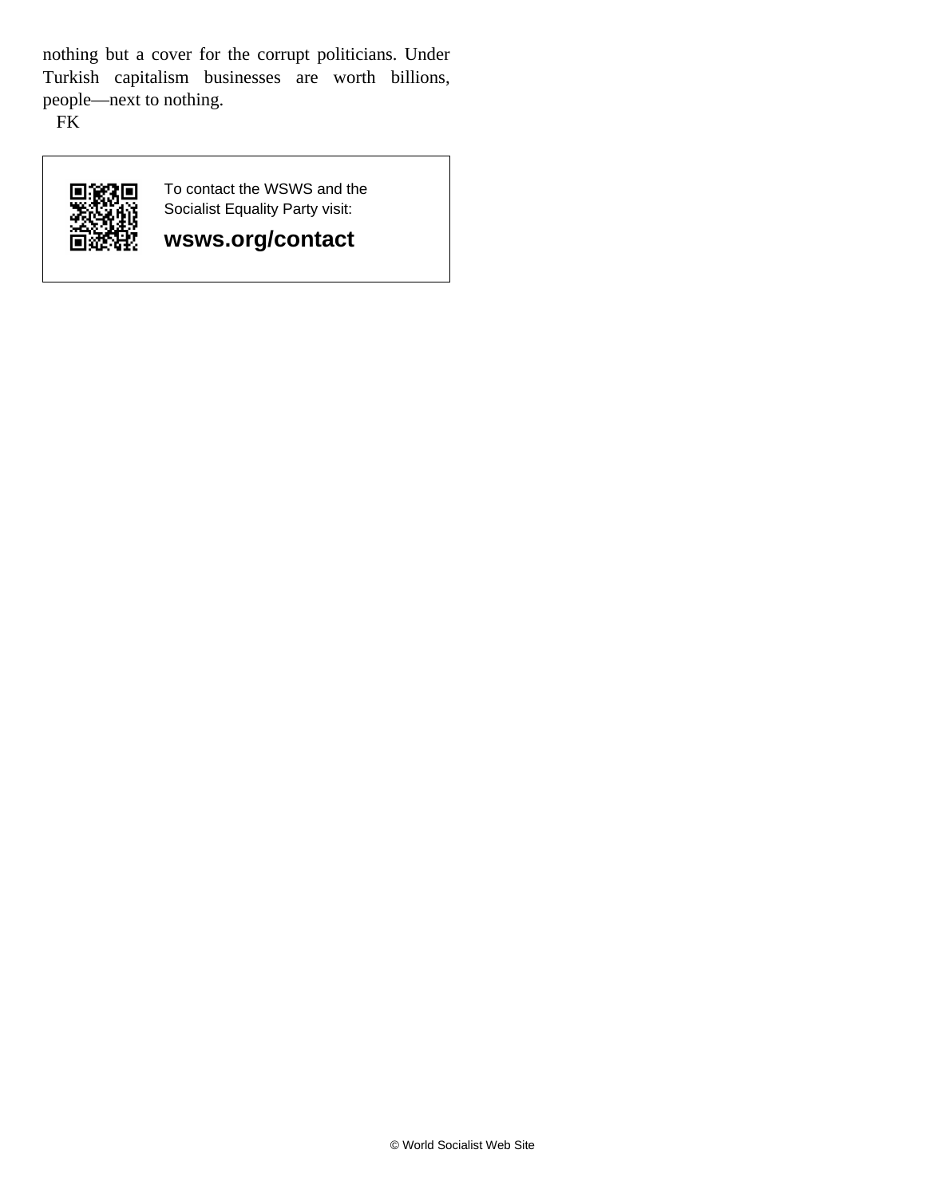nothing but a cover for the corrupt politicians. Under Turkish capitalism businesses are worth billions, people—next to nothing.

FK

To contact the WSWS and the Socialist Equality Party visit:

**wsws.org/contact**